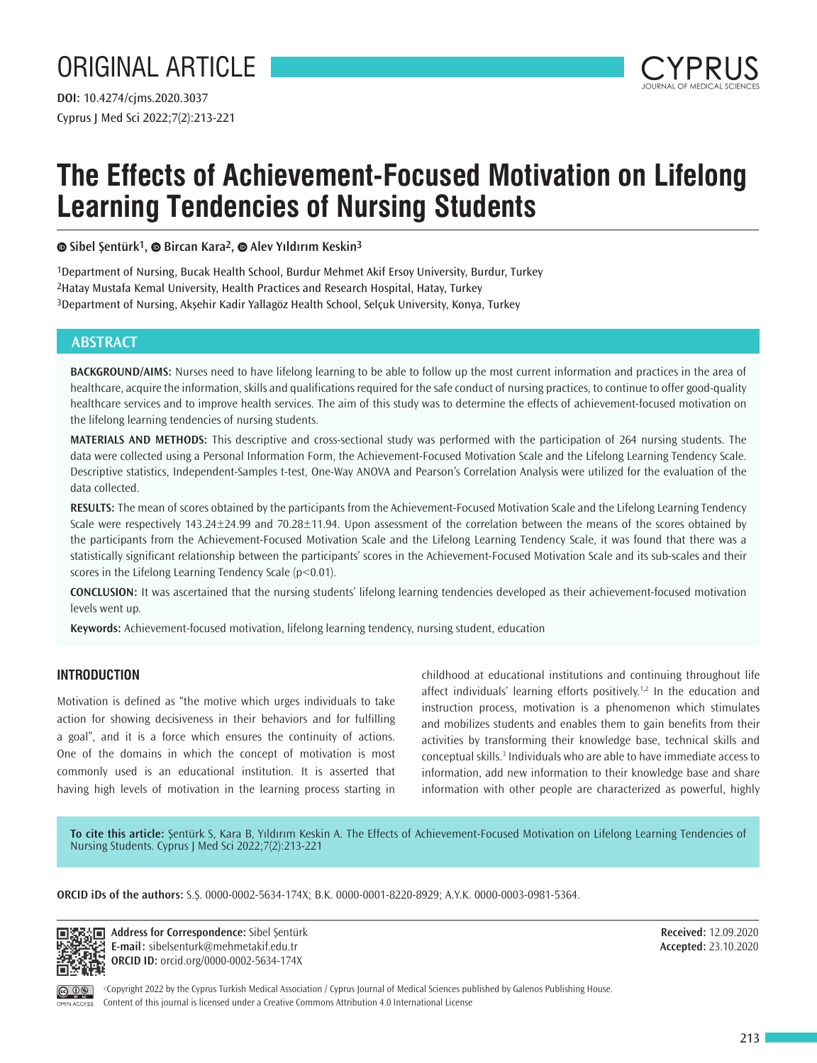ORIGINAL ARTICLE

**DOI:** 10.4274/cjms.2020.3037

# The Effects of Achievement-Focused Motivation on Lifelong Learning Tendencies of Nursing Students

**Sibel Şentürk[1], Bircan Kara[2], Alev Yıldırım Keskin[3]**

[1]Department of Nursing, Bucak Health School, Burdur Mehmet Akif Ersoy University, Burdur, Turkey
[2]Hatay Mustafa Kemal University, Health Practices and Research Hospital, Hatay, Turkey
[3]Department of Nursing, Akşehir Kadir Yallagöz Health School, Selçuk University, Konya, Turkey

## ABSTRACT

**BACKGROUND/AIMS:** Nurses need to have lifelong learning to be able to follow up the most current information and practices in the area of healthcare, acquire the information, skills and qualifications required for the safe conduct of nursing practices, to continue to offer good-quality healthcare services and to improve health services. The aim of this study was to determine the effects of achievement-focused motivation on the lifelong learning tendencies of nursing students.

**MATERIALS AND METHODS:** This descriptive and cross-sectional study was performed with the participation of 264 nursing students. The data were collected using a Personal Information Form, the Achievement-Focused Motivation Scale and the Lifelong Learning Tendency Scale. Descriptive statistics, Independent-Samples t-test, One-Way ANOVA and Pearson's Correlation Analysis were utilized for the evaluation of the data collected.

**RESULTS:** The mean of scores obtained by the participants from the Achievement-Focused Motivation Scale and the Lifelong Learning Tendency Scale were respectively 143.24±24.99 and 70.28±11.94. Upon assessment of the correlation between the means of the scores obtained by the participants from the Achievement-Focused Motivation Scale and the Lifelong Learning Tendency Scale, it was found that there was a statistically significant relationship between the participants' scores in the Achievement-Focused Motivation Scale and its sub-scales and their scores in the Lifelong Learning Tendency Scale ($p<0.01$).

**CONCLUSION:** It was ascertained that the nursing students' lifelong learning tendencies developed as their achievement-focused motivation levels went up.

**Keywords:** Achievement-focused motivation, lifelong learning tendency, nursing student, education

## INTRODUCTION

Motivation is defined as "the motive which urges individuals to take action for showing decisiveness in their behaviors and for fulfilling a goal", and it is a force which ensures the continuity of actions. One of the domains in which the concept of motivation is most commonly used is an educational institution. It is asserted that having high levels of motivation in the learning process starting in childhood at educational institutions and continuing throughout life affect individuals' learning efforts positively.[1,2] In the education and instruction process, motivation is a phenomenon which stimulates and mobilizes students and enables them to gain benefits from their activities by transforming their knowledge base, technical skills and conceptual skills.[3] Individuals who are able to have immediate access to information, add new information to their knowledge base and share information with other people are characterized as powerful, highly

**To cite this article:** Şentürk S, Kara B, Yıldırım Keskin A. The Effects of Achievement-Focused Motivation on Lifelong Learning Tendencies of Nursing Students. Cyprus J Med Sci 2022;7(2):213-221

**ORCID iDs of the authors:** S.Ş. 0000-0002-5634-174X; B.K. 0000-0001-8220-8929; A.Y.K. 0000-0003-0981-5364.

**Address for Correspondence:** Sibel Şentürk
**E-mail:** sibelsenturk@mehmetakif.edu.tr
**ORCID ID:** orcid.org/0000-0002-5634-174X

**Received:** 12.09.2020
**Accepted:** 23.10.2020

©Copyright 2022 by the Cyprus Turkish Medical Association / Cyprus Journal of Medical Sciences published by Galenos Publishing House.
Content of this journal is licensed under a Creative Commons Attribution 4.0 International License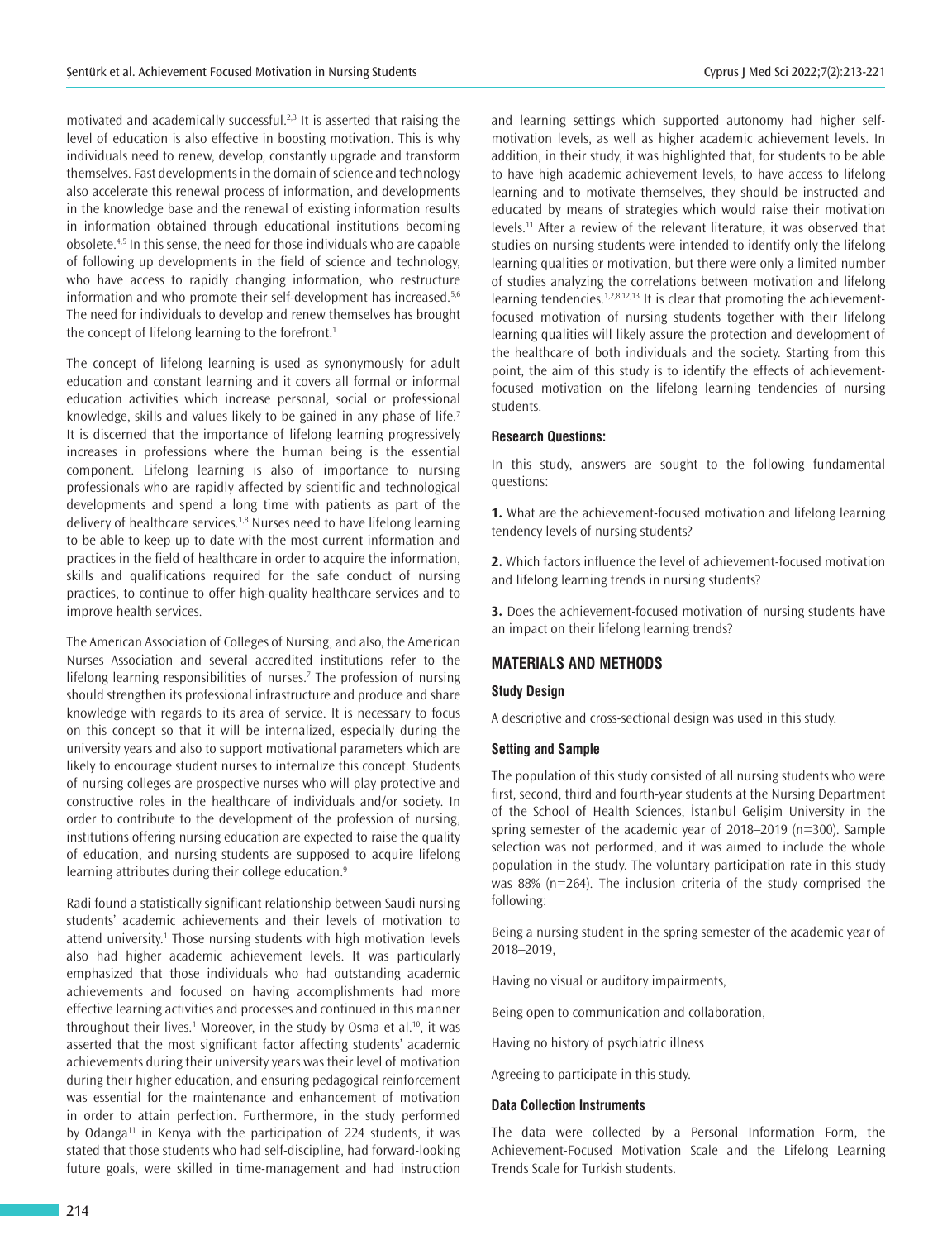motivated and academically successful.[2,3] It is asserted that raising the level of education is also effective in boosting motivation. This is why individuals need to renew, develop, constantly upgrade and transform themselves. Fast developments in the domain of science and technology also accelerate this renewal process of information, and developments in the knowledge base and the renewal of existing information results in information obtained through educational institutions becoming obsolete.[4,5] In this sense, the need for those individuals who are capable of following up developments in the field of science and technology, who have access to rapidly changing information, who restructure information and who promote their self-development has increased.[5,6] The need for individuals to develop and renew themselves has brought the concept of lifelong learning to the forefront.[1]

The concept of lifelong learning is used as synonymously for adult education and constant learning and it covers all formal or informal education activities which increase personal, social or professional knowledge, skills and values likely to be gained in any phase of life.[7] It is discerned that the importance of lifelong learning progressively increases in professions where the human being is the essential component. Lifelong learning is also of importance to nursing professionals who are rapidly affected by scientific and technological developments and spend a long time with patients as part of the delivery of healthcare services.[1,8] Nurses need to have lifelong learning to be able to keep up to date with the most current information and practices in the field of healthcare in order to acquire the information, skills and qualifications required for the safe conduct of nursing practices, to continue to offer high-quality healthcare services and to improve health services.

The American Association of Colleges of Nursing, and also, the American Nurses Association and several accredited institutions refer to the lifelong learning responsibilities of nurses.[7] The profession of nursing should strengthen its professional infrastructure and produce and share knowledge with regards to its area of service. It is necessary to focus on this concept so that it will be internalized, especially during the university years and also to support motivational parameters which are likely to encourage student nurses to internalize this concept. Students of nursing colleges are prospective nurses who will play protective and constructive roles in the healthcare of individuals and/or society. In order to contribute to the development of the profession of nursing, institutions offering nursing education are expected to raise the quality of education, and nursing students are supposed to acquire lifelong learning attributes during their college education.[9]

Radi found a statistically significant relationship between Saudi nursing students' academic achievements and their levels of motivation to attend university.[1] Those nursing students with high motivation levels also had higher academic achievement levels. It was particularly emphasized that those individuals who had outstanding academic achievements and focused on having accomplishments had more effective learning activities and processes and continued in this manner throughout their lives.[1] Moreover, in the study by Osma et al.[10], it was asserted that the most significant factor affecting students' academic achievements during their university years was their level of motivation during their higher education, and ensuring pedagogical reinforcement was essential for the maintenance and enhancement of motivation in order to attain perfection. Furthermore, in the study performed by Odanga[11] in Kenya with the participation of 224 students, it was stated that those students who had self-discipline, had forward-looking future goals, were skilled in time-management and had instruction and learning settings which supported autonomy had higher self-motivation levels, as well as higher academic achievement levels. In addition, in their study, it was highlighted that, for students to be able to have high academic achievement levels, to have access to lifelong learning and to motivate themselves, they should be instructed and educated by means of strategies which would raise their motivation levels.[11] After a review of the relevant literature, it was observed that studies on nursing students were intended to identify only the lifelong learning qualities or motivation, but there were only a limited number of studies analyzing the correlations between motivation and lifelong learning tendencies.[1,2,8,12,13] It is clear that promoting the achievement-focused motivation of nursing students together with their lifelong learning qualities will likely assure the protection and development of the healthcare of both individuals and the society. Starting from this point, the aim of this study is to identify the effects of achievement-focused motivation on the lifelong learning tendencies of nursing students.

#### Research Questions:

In this study, answers are sought to the following fundamental questions:

**1.** What are the achievement-focused motivation and lifelong learning tendency levels of nursing students?

**2.** Which factors influence the level of achievement-focused motivation and lifelong learning trends in nursing students?

**3.** Does the achievement-focused motivation of nursing students have an impact on their lifelong learning trends?

## MATERIALS AND METHODS

### Study Design

A descriptive and cross-sectional design was used in this study.

### Setting and Sample

The population of this study consisted of all nursing students who were first, second, third and fourth-year students at the Nursing Department of the School of Health Sciences, İstanbul Gelişim University in the spring semester of the academic year of 2018–2019 (n=300). Sample selection was not performed, and it was aimed to include the whole population in the study. The voluntary participation rate in this study was 88% (n=264). The inclusion criteria of the study comprised the following:

Being a nursing student in the spring semester of the academic year of 2018–2019,

Having no visual or auditory impairments,

Being open to communication and collaboration,

Having no history of psychiatric illness

Agreeing to participate in this study.

### Data Collection Instruments

The data were collected by a Personal Information Form, the Achievement-Focused Motivation Scale and the Lifelong Learning Trends Scale for Turkish students.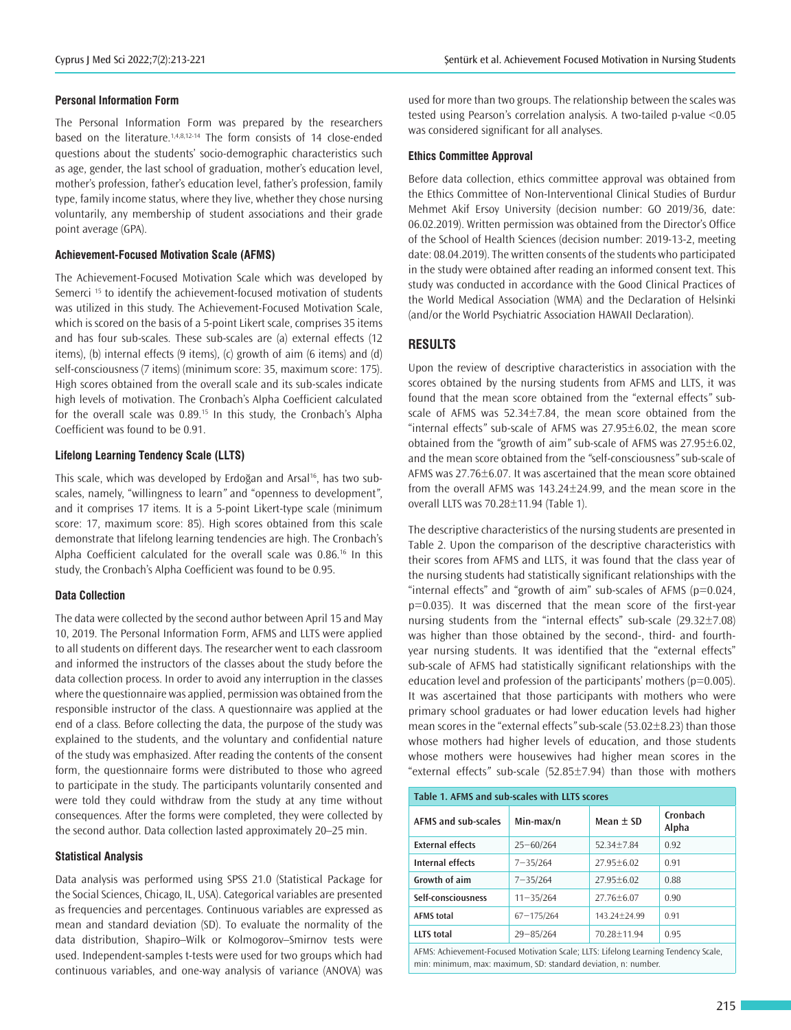### Personal Information Form

The Personal Information Form was prepared by the researchers based on the literature.[1,4,8,12-14] The form consists of 14 close-ended questions about the students' socio-demographic characteristics such as age, gender, the last school of graduation, mother's education level, mother's profession, father's education level, father's profession, family type, family income status, where they live, whether they chose nursing voluntarily, any membership of student associations and their grade point average (GPA).

### Achievement-Focused Motivation Scale (AFMS)

The Achievement-Focused Motivation Scale which was developed by Semerci [15] to identify the achievement-focused motivation of students was utilized in this study. The Achievement-Focused Motivation Scale, which is scored on the basis of a 5-point Likert scale, comprises 35 items and has four sub-scales. These sub-scales are (a) external effects (12 items), (b) internal effects (9 items), (c) growth of aim (6 items) and (d) self-consciousness (7 items) (minimum score: 35, maximum score: 175). High scores obtained from the overall scale and its sub-scales indicate high levels of motivation. The Cronbach's Alpha Coefficient calculated for the overall scale was 0.89.[15] In this study, the Cronbach's Alpha Coefficient was found to be 0.91.

### Lifelong Learning Tendency Scale (LLTS)

This scale, which was developed by Erdoğan and Arsal[16], has two sub-scales, namely, "willingness to learn" and "openness to development", and it comprises 17 items. It is a 5-point Likert-type scale (minimum score: 17, maximum score: 85). High scores obtained from this scale demonstrate that lifelong learning tendencies are high. The Cronbach's Alpha Coefficient calculated for the overall scale was 0.86.[16] In this study, the Cronbach's Alpha Coefficient was found to be 0.95.

### Data Collection

The data were collected by the second author between April 15 and May 10, 2019. The Personal Information Form, AFMS and LLTS were applied to all students on different days. The researcher went to each classroom and informed the instructors of the classes about the study before the data collection process. In order to avoid any interruption in the classes where the questionnaire was applied, permission was obtained from the responsible instructor of the class. A questionnaire was applied at the end of a class. Before collecting the data, the purpose of the study was explained to the students, and the voluntary and confidential nature of the study was emphasized. After reading the contents of the consent form, the questionnaire forms were distributed to those who agreed to participate in the study. The participants voluntarily consented and were told they could withdraw from the study at any time without consequences. After the forms were completed, they were collected by the second author. Data collection lasted approximately 20–25 min.

### Statistical Analysis

Data analysis was performed using SPSS 21.0 (Statistical Package for the Social Sciences, Chicago, IL, USA). Categorical variables are presented as frequencies and percentages. Continuous variables are expressed as mean and standard deviation (SD). To evaluate the normality of the data distribution, Shapiro–Wilk or Kolmogorov–Smirnov tests were used. Independent-samples t-tests were used for two groups which had continuous variables, and one-way analysis of variance (ANOVA) was used for more than two groups. The relationship between the scales was tested using Pearson's correlation analysis. A two-tailed p-value <0.05 was considered significant for all analyses.

### Ethics Committee Approval

Before data collection, ethics committee approval was obtained from the Ethics Committee of Non-Interventional Clinical Studies of Burdur Mehmet Akif Ersoy University (decision number: GO 2019/36, date: 06.02.2019). Written permission was obtained from the Director's Office of the School of Health Sciences (decision number: 2019-13-2, meeting date: 08.04.2019). The written consents of the students who participated in the study were obtained after reading an informed consent text. This study was conducted in accordance with the Good Clinical Practices of the World Medical Association (WMA) and the Declaration of Helsinki (and/or the World Psychiatric Association HAWAII Declaration).

## RESULTS

Upon the review of descriptive characteristics in association with the scores obtained by the nursing students from AFMS and LLTS, it was found that the mean score obtained from the "external effects" sub-scale of AFMS was 52.34±7.84, the mean score obtained from the "internal effects" sub-scale of AFMS was 27.95±6.02, the mean score obtained from the "growth of aim" sub-scale of AFMS was 27.95±6.02, and the mean score obtained from the "self-consciousness" sub-scale of AFMS was 27.76±6.07. It was ascertained that the mean score obtained from the overall AFMS was 143.24±24.99, and the mean score in the overall LLTS was 70.28±11.94 (Table 1).

The descriptive characteristics of the nursing students are presented in Table 2. Upon the comparison of the descriptive characteristics with their scores from AFMS and LLTS, it was found that the class year of the nursing students had statistically significant relationships with the "internal effects" and "growth of aim" sub-scales of AFMS (p=0.024, p=0.035). It was discerned that the mean score of the first-year nursing students from the "internal effects" sub-scale (29.32±7.08) was higher than those obtained by the second-, third- and fourth-year nursing students. It was identified that the "external effects" sub-scale of AFMS had statistically significant relationships with the education level and profession of the participants' mothers (p=0.005). It was ascertained that those participants with mothers who were primary school graduates or had lower education levels had higher mean scores in the "external effects" sub-scale (53.02±8.23) than those whose mothers had higher levels of education, and those students whose mothers were housewives had higher mean scores in the "external effects" sub-scale (52.85±7.94) than those with mothers

**Table 1. AFMS and sub-scales with LLTS scores**

| AFMS and sub-scales | Min-max/n | Mean ± SD | Cronbach Alpha |
|---|---|---|---|
| External effects | 25–60/264 | 52.34±7.84 | 0.92 |
| Internal effects | 7–35/264 | 27.95±6.02 | 0.91 |
| Growth of aim | 7–35/264 | 27.95±6.02 | 0.88 |
| Self-consciousness | 11–35/264 | 27.76±6.07 | 0.90 |
| AFMS total | 67–175/264 | 143.24±24.99 | 0.91 |
| LLTS total | 29–85/264 | 70.28±11.94 | 0.95 |

AFMS: Achievement-Focused Motivation Scale; LLTS: Lifelong Learning Tendency Scale, min: minimum, max: maximum, SD: standard deviation, n: number.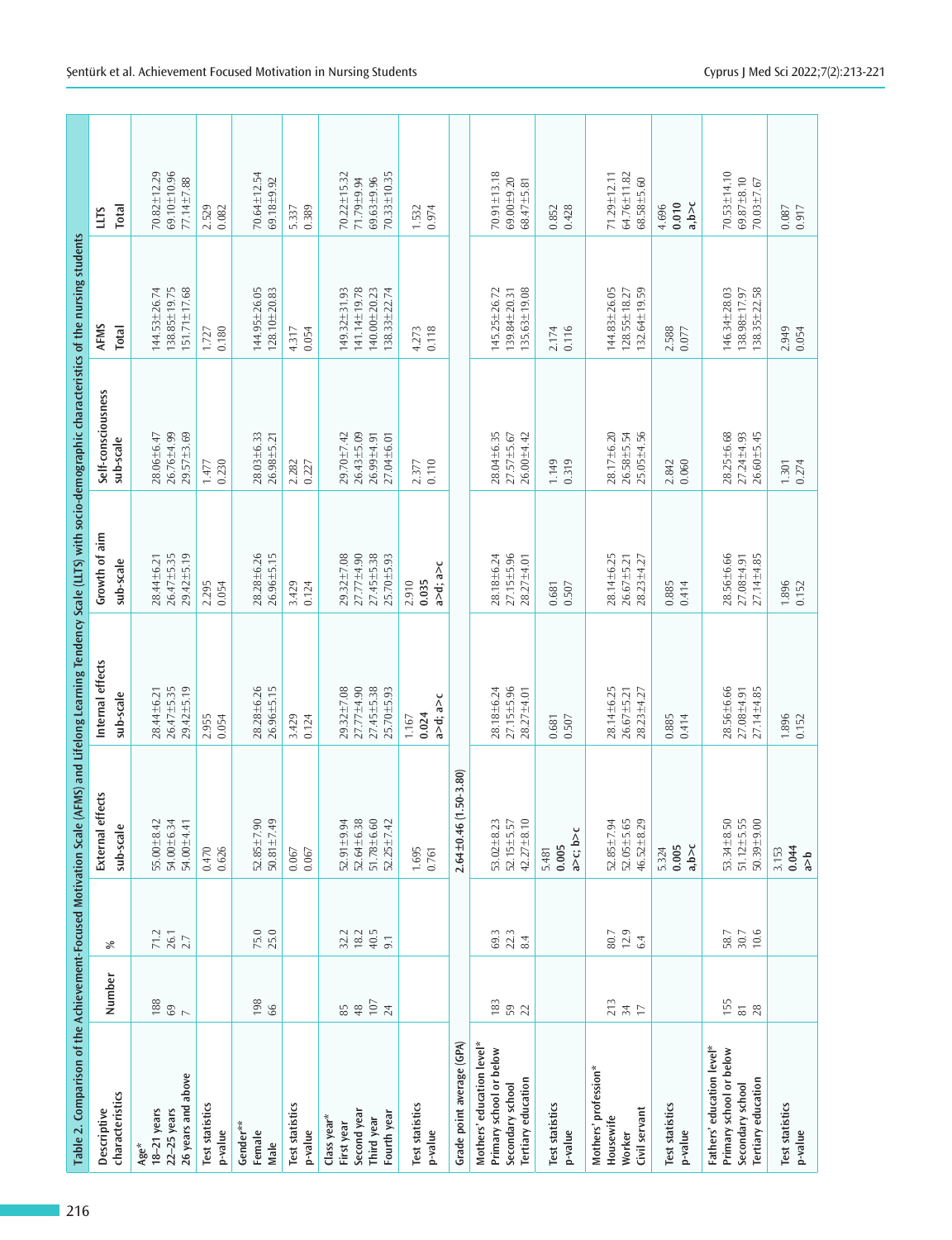Table 2. Comparison of the Achievement-Focused Motivation Scale (AFMS) and Lifelong Learning Tendency Scale (LLTS) with socio-demographic characteristics of the nursing students

| Descriptive characteristics | Number | % | External effects sub-scale | Internal effects sub-scale | Growth of aim sub-scale | Self-consciousness sub-scale | AFMS Total | LLTS Total |
|---|---|---|---|---|---|---|---|---|
| **Age*** | | | | | | | | |
| 18–21 years | 188 | 71.2 | 55.00±8.42 | 28.44±6.21 | 28.44±6.21 | 28.06±6.47 | 144.53±26.74 | 70.82±12.29 |
| 22–25 years | 69 | 26.1 | 54.00±6.34 | 26.47±5.35 | 26.47±5.35 | 26.76±4.99 | 138.85±19.75 | 69.10±10.96 |
| 26 years and above | 7 | 2.7 | 54.00±4.41 | 29.42±5.19 | 29.42±5.19 | 29.57±3.69 | 151.71±17.68 | 77.14±7.88 |
| **Test statistics** | | | 0.470 | 2.955 | 2.295 | 1.477 | 1.727 | 2.529 |
| **p-value** | | | 0.626 | 0.054 | 0.054 | 0.230 | 0.180 | 0.082 |
| **Gender**** | | | | | | | | |
| Female | 198 | 75.0 | 52.85±7.90 | 28.28±6.26 | 28.28±6.26 | 28.03±6.33 | 144.95±26.05 | 70.64±12.54 |
| Male | 66 | 25.0 | 50.81±7.49 | 26.96±5.15 | 26.96±5.15 | 26.98±5.21 | 128.10±20.83 | 69.18±9.92 |
| **Test statistics** | | | 0.067 | 3.429 | 3.429 | 2.282 | 4.317 | 5.337 |
| **p-value** | | | 0.067 | 0.124 | 0.124 | 0.227 | 0.054 | 0.389 |
| **Class year*** | | | | | | | | |
| First year | 85 | 32.2 | 52.91±9.94 | 29.32±7.08 | 29.32±7.08 | 29.70±7.42 | 149.32±31.93 | 70.22±15.32 |
| Second year | 48 | 18.2 | 52.64±6.38 | 27.77±4.90 | 27.77±4.90 | 26.43±5.09 | 141.14±19.78 | 71.79±9.94 |
| Third year | 107 | 40.5 | 51.78±6.60 | 27.45±5.38 | 27.45±5.38 | 26.99±4.91 | 140.00±20.23 | 69.63±9.96 |
| Fourth year | 24 | 9.1 | 52.25±7.42 | 25.70±5.93 | 25.70±5.93 | 27.04±6.01 | 138.33±22.74 | 70.33±10.35 |
| **Test statistics** | | | 1.695 | 1.167 | 2.910 | 2.377 | 4.273 | 1.532 |
| **p-value** | | | 0.761 | **0.024** a>d; a>c | **0.035** a>d; a>c | 0.110 | 0.118 | 0.974 |
| **Grade point average (GPA)** | | | **2.64±0.46 (1.50-3.80)** | | | | | |
| **Mothers' education level*** | | | | | | | | |
| Primary school or below | 183 | 69.3 | 53.02±8.23 | 28.18±6.24 | 28.18±6.24 | 28.04±6.35 | 145.25±26.72 | 70.91±13.18 |
| Secondary school | 59 | 22.3 | 52.15±5.57 | 27.15±5.96 | 27.15±5.96 | 27.57±5.67 | 139.84±20.31 | 69.00±9.20 |
| Tertiary education | 22 | 8.4 | 42.27±8.10 | 28.27±4.01 | 28.27±4.01 | 26.00±4.42 | 135.63±19.08 | 68.47±5.81 |
| **Test statistics** | | | 5.481 | 0.681 | 0.681 | 1.149 | 2.174 | 0.852 |
| **p-value** | | | **0.005** a>c; b>c | 0.507 | 0.507 | 0.319 | 0.116 | 0.428 |
| **Mothers' profession*** | | | | | | | | |
| Housewife | 213 | 80.7 | 52.85±7.94 | 28.14±6.25 | 28.14±6.25 | 28.17±6.20 | 144.83±26.05 | 71.29±12.11 |
| Worker | 34 | 12.9 | 52.05±5.65 | 26.67±5.21 | 26.67±5.21 | 26.58±5.54 | 128.55±18.27 | 64.76±11.82 |
| Civil servant | 17 | 6.4 | 46.52±8.29 | 28.23±4.27 | 28.23±4.27 | 25.05±4.56 | 132.64±19.59 | 68.58±5.60 |
| **Test statistics** | | | 5.324 | 0.885 | 0.885 | 2.842 | 2.588 | 4.696 |
| **p-value** | | | **0.005** a,b>c | 0.414 | 0.414 | 0.060 | 0.077 | **0.010** a,b>c |
| **Fathers' education level*** | | | | | | | | |
| Primary school or below | 155 | 58.7 | 53.34±8.50 | 28.56±6.66 | 28.56±6.66 | 28.25±6.68 | 146.34±28.03 | 70.53±14.10 |
| Secondary school | 81 | 30.7 | 51.12±5.55 | 27.08±4.91 | 27.08±4.91 | 27.24±4.93 | 138.98±17.97 | 69.87±8.10 |
| Tertiary education | 28 | 10.6 | 50.39±9.00 | 27.14±4.85 | 27.14±4.85 | 26.60±5.45 | 138.35±22.58 | 70.03±7.67 |
| **Test statistics** | | | 3.153 | 1.896 | 1.896 | 1.301 | 2.949 | 0.087 |
| **p-value** | | | **0.044** a>b | 0.152 | 0.152 | 0.274 | 0.054 | 0.917 |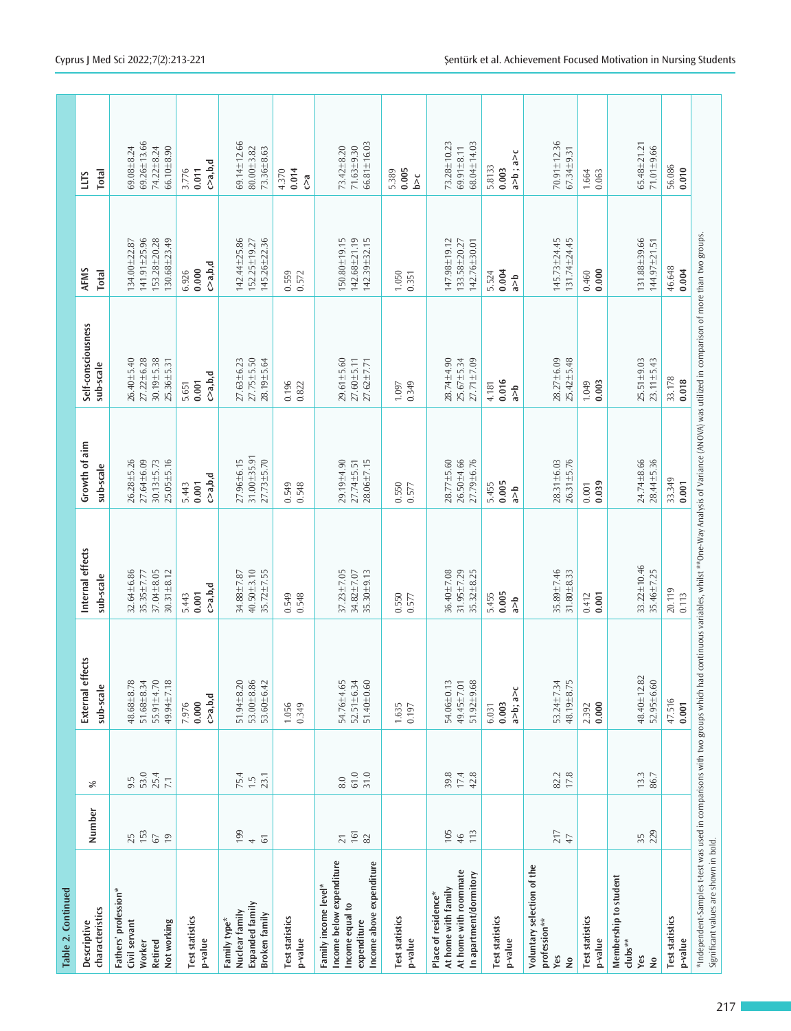**Table 2. Continued**

| Descriptive characteristics | Number | % | External effects sub-scale | Internal effects sub-scale | Growth of aim sub-scale | Self-consciousness sub-scale | AFMS Total | LLTS Total |
|---|---|---|---|---|---|---|---|---|
| **Fathers' profession*** | | | | | | | | |
| **Civil servant** | 25 | 9.5 | 48.68±8.78 | 32.64±6.86 | 26.28±5.26 | 26.40±5.40 | 134.00±22.87 | 69.08±8.24 |
| **Worker** | 153 | 53.0 | 51.68±8.34 | 35.35±7.77 | 27.64±6.09 | 27.22±6.28 | 141.91±25.96 | 69.26±13.66 |
| **Retired** | 67 | 25.4 | 55.91±4.70 | 37.04±8.05 | 30.13±5.73 | 30.19±5.38 | 153.28±20.28 | 74.22±8.24 |
| **Not working** | 19 | 7.1 | 49.94±7.18 | 30.31±8.12 | 25.05±5.16 | 25.36±5.31 | 130.68±23.49 | 66.10±8.90 |
| **Test statistics** | | | 7.976 | 5.443 | 5.443 | 5.651 | 6.926 | 3.776 |
| **p-value** | | | **0.000** | **0.001** | **0.001** | **0.001** | **0.000** | **0.011** |
| | | | c>a,b,d | c>a,b,d | c>a,b,d | c>a,b,d | c>a,b,d | c>a,b,d |
| **Family type*** | | | | | | | | |
| **Nuclear family** | 199 | 75.4 | 51.94±8.20 | 34.88±7.87 | 27.96±6.15 | 27.63±6.23 | 142.44±25.86 | 69.14±12.66 |
| **Expanded family** | 4 | 1.5 | 53.00±8.86 | 40.50±3.10 | 31.00±35.91 | 27.75±5.50 | 152.25±19.27 | 80.00±3.82 |
| **Broken family** | 61 | 23.1 | 53.60±6.42 | 35.72±7.55 | 27.73±5.70 | 28.19±5.64 | 145.26±22.36 | 73.36±8.63 |
| **Test statistics** | | | 1.056 | 0.549 | 0.549 | 0.196 | 0.559 | 4.370 |
| **p-value** | | | 0.349 | 0.548 | 0.548 | 0.822 | 0.572 | **0.014** |
| | | | | | | | | c>a |
| **Family income level*** | | | | | | | | |
| **Income below expenditure** | 21 | 8.0 | 54.76±4.65 | 37.23±7.05 | 29.19±4.90 | 29.61±5.60 | 150.80±19.15 | 73.42±8.20 |
| **Income equal to expenditure** | 161 | 61.0 | 52.51±6.34 | 34.82±7.07 | 27.74±5.51 | 27.60±5.11 | 142.68±21.19 | 71.63±9.30 |
| **Income above expenditure** | 82 | 31.0 | 51.40±0.60 | 35.30±9.13 | 28.06±7.15 | 27.62±7.71 | 142.39±32.15 | 66.81±16.03 |
| **Test statistics** | | | 1.635 | 0.550 | 0.550 | 1.097 | 1.050 | 5.389 |
| **p-value** | | | 0.197 | 0.577 | 0.577 | 0.349 | 0.351 | **0.005** |
| | | | | | | | | b>c |
| **Place of residence*** | | | | | | | | |
| **At home with family** | 105 | 39.8 | 54.06±0.13 | 36.40±7.08 | 28.77±5.60 | 28.74±4.90 | 147.98±19.12 | 73.28±10.23 |
| **At home with roommate** | 46 | 17.4 | 49.45±7.01 | 31.95±7.29 | 26.50±4.66 | 25.67±5.34 | 133.58±20.27 | 69.91±8.11 |
| **In apartment/dormitory** | 113 | 42.8 | 51.92±9.68 | 35.32±8.25 | 27.79±6.76 | 27.71±7.09 | 142.76±30.01 | 68.04±14.03 |
| **Test statistics** | | | 6.031 | 5.455 | 5.455 | 4.181 | 5.524 | 5.8133 |
| **p-value** | | | **0.003** | **0.005** | **0.005** | **0.016** | **0.004** | **0.003** |
| | | | a>b; a>c | a>b | a>b | a>b | a>b | a>b ; a>c |
| **Voluntary selection of the profession**** | | | | | | | | |
| **Yes** | 217 | 82.2 | 53.24±7.34 | 35.89±7.46 | 28.31±6.03 | 28.27±6.09 | 145.73±24.45 | 70.91±12.36 |
| **No** | 47 | 17.8 | 48.19±8.75 | 31.80±8.33 | 26.31±5.76 | 25.42±5.48 | 131.74±24.45 | 67.34±9.31 |
| **Test statistics** | | | 2.392 | 0.412 | 0.001 | 1.049 | 0.460 | 1.664 |
| **p-value** | | | **0.000** | **0.001** | **0.039** | **0.003** | **0.000** | 0.063 |
| **Membership to student clubs**** | | | | | | | | |
| **Yes** | 35 | 13.3 | 48.40±12.82 | 33.22±10.46 | 24.74±8.66 | 25.51±9.03 | 131.88±39.66 | 65.48±21.21 |
| **No** | 229 | 86.7 | 52.95±6.60 | 35.46±7.25 | 28.44±5.36 | 23.11±5.43 | 144.97±21.51 | 71.01±9.66 |
| **Test statistics** | | | 47.516 | 20.119 | 33.349 | 33.178 | 46.648 | 56.086 |
| **p-value** | | | **0.001** | 0.113 | **0.001** | **0.018** | **0.004** | **0.010** |

*Independent-Samples t-test was used in comparisons with two groups which had continuous variables, whilst **One-Way Analysis of Variance (ANOVA) was utilized in comparison of more than two groups. Significant values are shown in bold.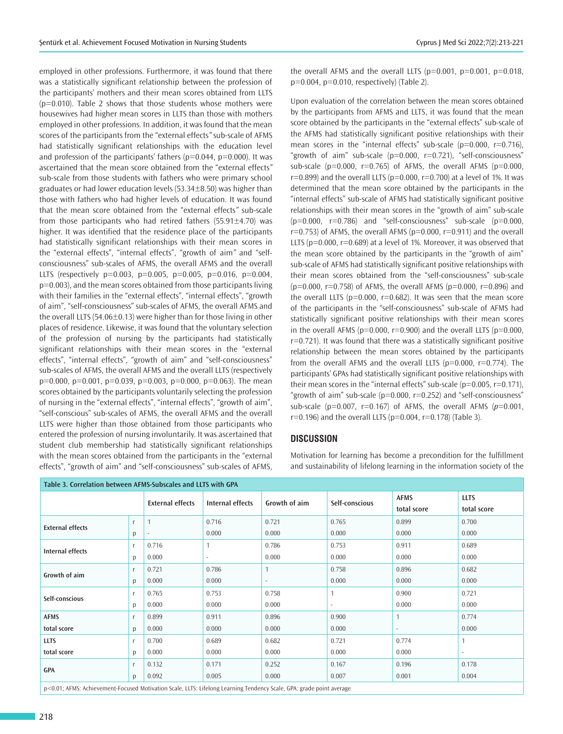employed in other professions. Furthermore, it was found that there was a statistically significant relationship between the profession of the participants' mothers and their mean scores obtained from LLTS (p=0.010). Table 2 shows that those students whose mothers were housewives had higher mean scores in LLTS than those with mothers employed in other professions. In addition, it was found that the mean scores of the participants from the "external effects" sub-scale of AFMS had statistically significant relationships with the education level and profession of the participants' fathers (p=0.044, p=0.000). It was ascertained that the mean score obtained from the "external effects" sub-scale from those students with fathers who were primary school graduates or had lower education levels (53.34±8.50) was higher than those with fathers who had higher levels of education. It was found that the mean score obtained from the "external effects" sub-scale from those participants who had retired fathers (55.91±4.70) was higher. It was identified that the residence place of the participants had statistically significant relationships with their mean scores in the "external effects", "internal effects", "growth of aim" and "self-consciousness" sub-scales of AFMS, the overall AFMS and the overall LLTS (respectively p=0.003, p=0.005, p=0.005, p=0.016, p=0.004, p=0.003), and the mean scores obtained from those participants living with their families in the "external effects", "internal effects", "growth of aim", "self-consciousness" sub-scales of AFMS, the overall AFMS and the overall LLTS (54.06±0.13) were higher than for those living in other places of residence. Likewise, it was found that the voluntary selection of the profession of nursing by the participants had statistically significant relationships with their mean scores in the "external effects", "internal effects", "growth of aim" and "self-consciousness" sub-scales of AFMS, the overall AFMS and the overall LLTS (respectively p=0.000, p=0.001, p=0.039, p=0.003, p=0.000, p=0.063). The mean scores obtained by the participants voluntarily selecting the profession of nursing in the "external effects", "internal effects", "growth of aim", "self-conscious" sub-scales of AFMS, the overall AFMS and the overall LLTS were higher than those obtained from those participants who entered the profession of nursing involuntarily. It was ascertained that student club membership had statistically significant relationships with the mean scores obtained from the participants in the "external effects", "growth of aim" and "self-consciousness" sub-scales of AFMS, the overall AFMS and the overall LLTS (p=0.001, p=0.001, p=0.018, p=0.004, p=0.010, respectively) (Table 2).

Upon evaluation of the correlation between the mean scores obtained by the participants from AFMS and LLTS, it was found that the mean score obtained by the participants in the "external effects" sub-scale of the AFMS had statistically significant positive relationships with their mean scores in the "internal effects" sub-scale (p=0.000, r=0.716), "growth of aim" sub-scale (p=0.000, r=0.721), "self-consciousness" sub-scale (p=0.000, r=0.765) of AFMS, the overall AFMS (p=0.000, r=0.899) and the overall LLTS (p=0.000, r=0.700) at a level of 1%. It was determined that the mean score obtained by the participants in the "internal effects" sub-scale of AFMS had statistically significant positive relationships with their mean scores in the "growth of aim" sub-scale (p=0.000, r=0.786) and "self-consciousness" sub-scale (p=0.000, r=0.753) of AFMS, the overall AFMS (p=0.000, r=0.911) and the overall LLTS (p=0.000, r=0.689) at a level of 1%. Moreover, it was observed that the mean score obtained by the participants in the "growth of aim" sub-scale of AFMS had statistically significant positive relationships with their mean scores obtained from the "self-consciousness" sub-scale (p=0.000, r=0.758) of AFMS, the overall AFMS (p=0.000, r=0.896) and the overall LLTS (p=0.000, r=0.682). It was seen that the mean score of the participants in the "self-consciousness" sub-scale of AFMS had statistically significant positive relationships with their mean scores in the overall AFMS (p=0.000, r=0.900) and the overall LLTS (p=0.000, r=0.721). It was found that there was a statistically significant positive relationship between the mean scores obtained by the participants from the overall AFMS and the overall LLTS (p=0.000, r=0.774). The participants' GPAs had statistically significant positive relationships with their mean scores in the "internal effects" sub-scale (p=0.005, r=0.171), "growth of aim" sub-scale (p=0.000, r=0.252) and "self-consciousness" sub-scale (p=0.007, r=0.167) of AFMS, the overall AFMS (*p*=0.001, r=0.196) and the overall LLTS (p=0.004, r=0.178) (Table 3).

## DISCUSSION

Motivation for learning has become a precondition for the fulfillment and sustainability of lifelong learning in the information society of the

**Table 3. Correlation between AFMS-Subscales and LLTS with GPA**

| | | External effects | Internal effects | Growth of aim | Self-conscious | AFMS total score | LLTS total score |
|---|---|---|---|---|---|---|---|
| External effects | r | 1 | 0.716 | 0.721 | 0.765 | 0.899 | 0.700 |
| | p | - | 0.000 | 0.000 | 0.000 | 0.000 | 0.000 |
| Internal effects | r | 0.716 | 1 | 0.786 | 0.753 | 0.911 | 0.689 |
| | p | 0.000 | - | 0.000 | 0.000 | 0.000 | 0.000 |
| Growth of aim | r | 0.721 | 0.786 | 1 | 0.758 | 0.896 | 0.682 |
| | p | 0.000 | 0.000 | - | 0.000 | 0.000 | 0.000 |
| Self-conscious | r | 0.765 | 0.753 | 0.758 | 1 | 0.900 | 0.721 |
| | p | 0.000 | 0.000 | 0.000 | - | 0.000 | 0.000 |
| AFMS total score | r | 0.899 | 0.911 | 0.896 | 0.900 | 1 | 0.774 |
| | p | 0.000 | 0.000 | 0.000 | 0.000 | - | 0.000 |
| LLTS total score | r | 0.700 | 0.689 | 0.682 | 0.721 | 0.774 | 1 |
| | p | 0.000 | 0.000 | 0.000 | 0.000 | 0.000 | - |
| GPA | r | 0.132 | 0.171 | 0.252 | 0.167 | 0.196 | 0.178 |
| | p | 0.092 | 0.005 | 0.000 | 0.007 | 0.001 | 0.004 |

p<0.01; AFMS: Achievement-Focused Motivation Scale, LLTS: Lifelong Learning Tendency Scale, GPA: grade point average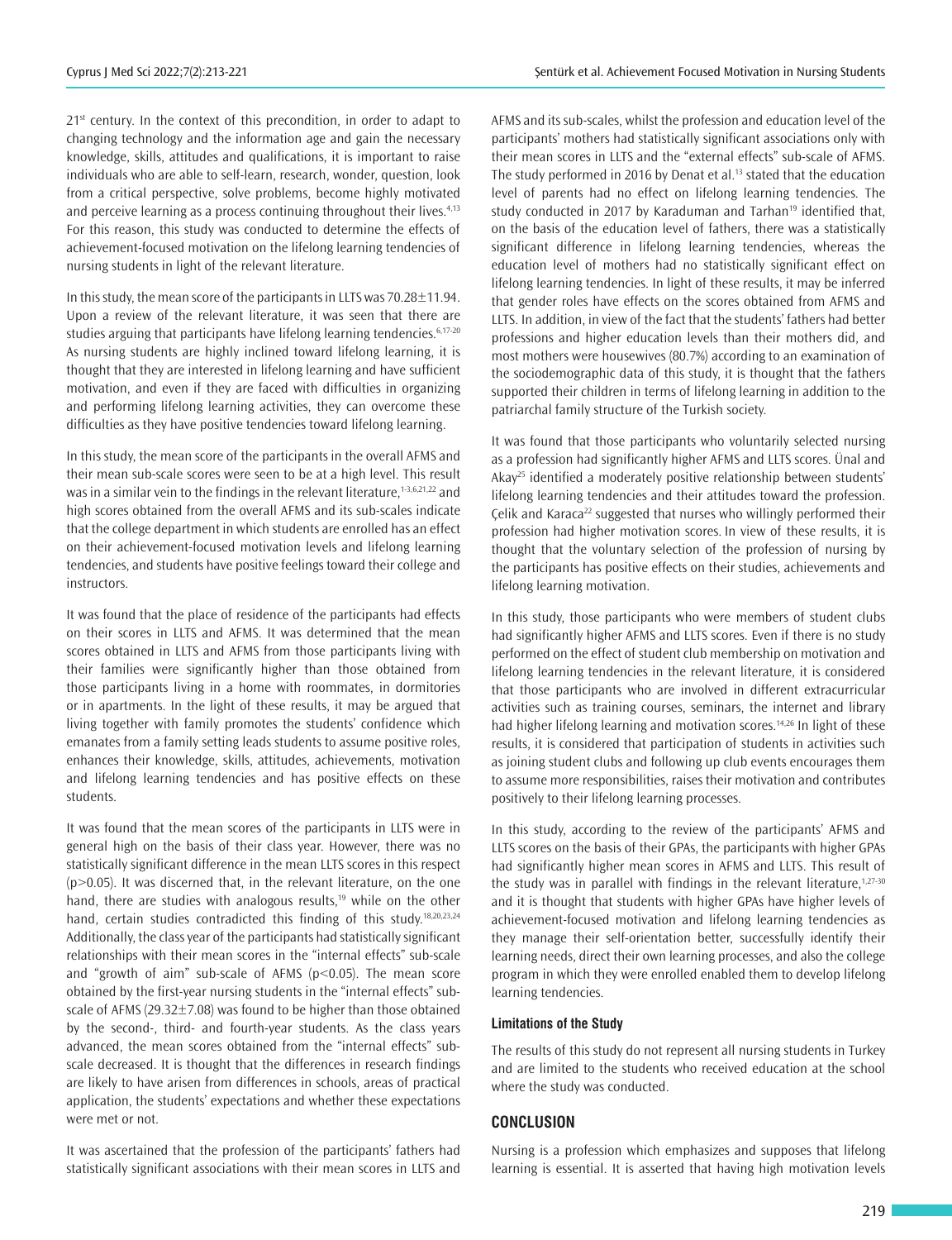21st century. In the context of this precondition, in order to adapt to changing technology and the information age and gain the necessary knowledge, skills, attitudes and qualifications, it is important to raise individuals who are able to self-learn, research, wonder, question, look from a critical perspective, solve problems, become highly motivated and perceive learning as a process continuing throughout their lives.[4,13] For this reason, this study was conducted to determine the effects of achievement-focused motivation on the lifelong learning tendencies of nursing students in light of the relevant literature.

In this study, the mean score of the participants in LLTS was 70.28±11.94. Upon a review of the relevant literature, it was seen that there are studies arguing that participants have lifelong learning tendencies.[6,17-20] As nursing students are highly inclined toward lifelong learning, it is thought that they are interested in lifelong learning and have sufficient motivation, and even if they are faced with difficulties in organizing and performing lifelong learning activities, they can overcome these difficulties as they have positive tendencies toward lifelong learning.

In this study, the mean score of the participants in the overall AFMS and their mean sub-scale scores were seen to be at a high level. This result was in a similar vein to the findings in the relevant literature,[1-3,6,21,22] and high scores obtained from the overall AFMS and its sub-scales indicate that the college department in which students are enrolled has an effect on their achievement-focused motivation levels and lifelong learning tendencies, and students have positive feelings toward their college and instructors.

It was found that the place of residence of the participants had effects on their scores in LLTS and AFMS. It was determined that the mean scores obtained in LLTS and AFMS from those participants living with their families were significantly higher than those obtained from those participants living in a home with roommates, in dormitories or in apartments. In the light of these results, it may be argued that living together with family promotes the students' confidence which emanates from a family setting leads students to assume positive roles, enhances their knowledge, skills, attitudes, achievements, motivation and lifelong learning tendencies and has positive effects on these students.

It was found that the mean scores of the participants in LLTS were in general high on the basis of their class year. However, there was no statistically significant difference in the mean LLTS scores in this respect ($p>0.05$). It was discerned that, in the relevant literature, on the one hand, there are studies with analogous results,[19] while on the other hand, certain studies contradicted this finding of this study.[18,20,23,24] Additionally, the class year of the participants had statistically significant relationships with their mean scores in the "internal effects" sub-scale and "growth of aim" sub-scale of AFMS ($p<0.05$). The mean score obtained by the first-year nursing students in the "internal effects" sub-scale of AFMS (29.32±7.08) was found to be higher than those obtained by the second-, third- and fourth-year students. As the class years advanced, the mean scores obtained from the "internal effects" sub-scale decreased. It is thought that the differences in research findings are likely to have arisen from differences in schools, areas of practical application, the students' expectations and whether these expectations were met or not.

It was ascertained that the profession of the participants' fathers had statistically significant associations with their mean scores in LLTS and AFMS and its sub-scales, whilst the profession and education level of the participants' mothers had statistically significant associations only with their mean scores in LLTS and the "external effects" sub-scale of AFMS. The study performed in 2016 by Denat et al.[13] stated that the education level of parents had no effect on lifelong learning tendencies. The study conducted in 2017 by Karaduman and Tarhan[19] identified that, on the basis of the education level of fathers, there was a statistically significant difference in lifelong learning tendencies, whereas the education level of mothers had no statistically significant effect on lifelong learning tendencies. In light of these results, it may be inferred that gender roles have effects on the scores obtained from AFMS and LLTS. In addition, in view of the fact that the students' fathers had better professions and higher education levels than their mothers did, and most mothers were housewives (80.7%) according to an examination of the sociodemographic data of this study, it is thought that the fathers supported their children in terms of lifelong learning in addition to the patriarchal family structure of the Turkish society.

It was found that those participants who voluntarily selected nursing as a profession had significantly higher AFMS and LLTS scores. Ünal and Akay[25] identified a moderately positive relationship between students' lifelong learning tendencies and their attitudes toward the profession. Çelik and Karaca[22] suggested that nurses who willingly performed their profession had higher motivation scores. In view of these results, it is thought that the voluntary selection of the profession of nursing by the participants has positive effects on their studies, achievements and lifelong learning motivation.

In this study, those participants who were members of student clubs had significantly higher AFMS and LLTS scores. Even if there is no study performed on the effect of student club membership on motivation and lifelong learning tendencies in the relevant literature, it is considered that those participants who are involved in different extracurricular activities such as training courses, seminars, the internet and library had higher lifelong learning and motivation scores.[14,26] In light of these results, it is considered that participation of students in activities such as joining student clubs and following up club events encourages them to assume more responsibilities, raises their motivation and contributes positively to their lifelong learning processes.

In this study, according to the review of the participants' AFMS and LLTS scores on the basis of their GPAs, the participants with higher GPAs had significantly higher mean scores in AFMS and LLTS. This result of the study was in parallel with findings in the relevant literature,[1,27-30] and it is thought that students with higher GPAs have higher levels of achievement-focused motivation and lifelong learning tendencies as they manage their self-orientation better, successfully identify their learning needs, direct their own learning processes, and also the college program in which they were enrolled enabled them to develop lifelong learning tendencies.

### Limitations of the Study

The results of this study do not represent all nursing students in Turkey and are limited to the students who received education at the school where the study was conducted.

## CONCLUSION

Nursing is a profession which emphasizes and supposes that lifelong learning is essential. It is asserted that having high motivation levels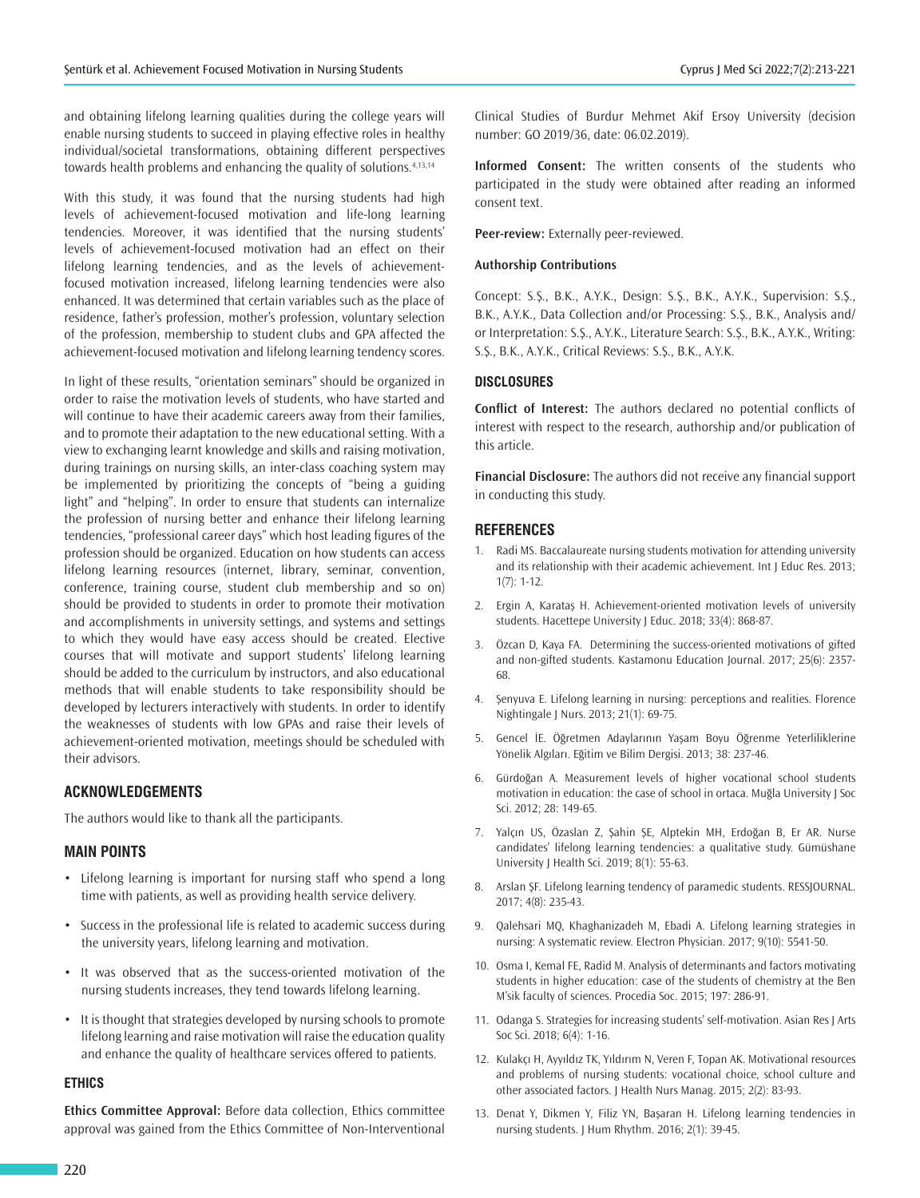and obtaining lifelong learning qualities during the college years will enable nursing students to succeed in playing effective roles in healthy individual/societal transformations, obtaining different perspectives towards health problems and enhancing the quality of solutions.[4,13,14]

With this study, it was found that the nursing students had high levels of achievement-focused motivation and life-long learning tendencies. Moreover, it was identified that the nursing students' levels of achievement-focused motivation had an effect on their lifelong learning tendencies, and as the levels of achievement-focused motivation increased, lifelong learning tendencies were also enhanced. It was determined that certain variables such as the place of residence, father's profession, mother's profession, voluntary selection of the profession, membership to student clubs and GPA affected the achievement-focused motivation and lifelong learning tendency scores.

In light of these results, "orientation seminars" should be organized in order to raise the motivation levels of students, who have started and will continue to have their academic careers away from their families, and to promote their adaptation to the new educational setting. With a view to exchanging learnt knowledge and skills and raising motivation, during trainings on nursing skills, an inter-class coaching system may be implemented by prioritizing the concepts of "being a guiding light" and "helping". In order to ensure that students can internalize the profession of nursing better and enhance their lifelong learning tendencies, "professional career days" which host leading figures of the profession should be organized. Education on how students can access lifelong learning resources (internet, library, seminar, convention, conference, training course, student club membership and so on) should be provided to students in order to promote their motivation and accomplishments in university settings, and systems and settings to which they would have easy access should be created. Elective courses that will motivate and support students' lifelong learning should be added to the curriculum by instructors, and also educational methods that will enable students to take responsibility should be developed by lecturers interactively with students. In order to identify the weaknesses of students with low GPAs and raise their levels of achievement-oriented motivation, meetings should be scheduled with their advisors.

## ACKNOWLEDGEMENTS

The authors would like to thank all the participants.

## MAIN POINTS

- Lifelong learning is important for nursing staff who spend a long time with patients, as well as providing health service delivery.
- Success in the professional life is related to academic success during the university years, lifelong learning and motivation.
- It was observed that as the success-oriented motivation of the nursing students increases, they tend towards lifelong learning.
- It is thought that strategies developed by nursing schools to promote lifelong learning and raise motivation will raise the education quality and enhance the quality of healthcare services offered to patients.

### ETHICS

**Ethics Committee Approval:** Before data collection, Ethics committee approval was gained from the Ethics Committee of Non-Interventional Clinical Studies of Burdur Mehmet Akif Ersoy University (decision number: GO 2019/36, date: 06.02.2019).

**Informed Consent:** The written consents of the students who participated in the study were obtained after reading an informed consent text.

**Peer-review:** Externally peer-reviewed.

#### Authorship Contributions

Concept: S.Ş., B.K., A.Y.K., Design: S.Ş., B.K., A.Y.K., Supervision: S.Ş., B.K., A.Y.K., Data Collection and/or Processing: S.Ş., B.K., Analysis and/or Interpretation: S.Ş., A.Y.K., Literature Search: S.Ş., B.K., A.Y.K., Writing: S.Ş., B.K., A.Y.K., Critical Reviews: S.Ş., B.K., A.Y.K.

### DISCLOSURES

**Conflict of Interest:** The authors declared no potential conflicts of interest with respect to the research, authorship and/or publication of this article.

**Financial Disclosure:** The authors did not receive any financial support in conducting this study.

## REFERENCES

1. Radi MS. Baccalaureate nursing students motivation for attending university and its relationship with their academic achievement. Int J Educ Res. 2013; 1(7): 1-12.
2. Ergin A, Karataş H. Achievement-oriented motivation levels of university students. Hacettepe University J Educ. 2018; 33(4): 868-87.
3. Özcan D, Kaya FA. Determining the success-oriented motivations of gifted and non-gifted students. Kastamonu Education Journal. 2017; 25(6): 2357-68.
4. Şenyuva E. Lifelong learning in nursing: perceptions and realities. Florence Nightingale J Nurs. 2013; 21(1): 69-75.
5. Gencel İE. Öğretmen Adaylarının Yaşam Boyu Öğrenme Yeterliliklerine Yönelik Algıları. Eğitim ve Bilim Dergisi. 2013; 38: 237-46.
6. Gürdoğan A. Measurement levels of higher vocational school students motivation in education: the case of school in ortaca. Muğla University J Soc Sci. 2012; 28: 149-65.
7. Yalçın US, Özaslan Z, Şahin ŞE, Alptekin MH, Erdoğan B, Er AR. Nurse candidates' lifelong learning tendencies: a qualitative study. Gümüshane University J Health Sci. 2019; 8(1): 55-63.
8. Arslan ŞF. Lifelong learning tendency of paramedic students. RESSJOURNAL. 2017; 4(8): 235-43.
9. Qalehsari MQ, Khaghanizadeh M, Ebadi A. Lifelong learning strategies in nursing: A systematic review. Electron Physician. 2017; 9(10): 5541-50.
10. Osma I, Kemal FE, Radid M. Analysis of determinants and factors motivating students in higher education: case of the students of chemistry at the Ben M'sik faculty of sciences. Procedia Soc. 2015; 197: 286-91.
11. Odanga S. Strategies for increasing students' self-motivation. Asian Res J Arts Soc Sci. 2018; 6(4): 1-16.
12. Kulakçı H, Ayyıldız TK, Yıldırım N, Veren F, Topan AK. Motivational resources and problems of nursing students: vocational choice, school culture and other associated factors. J Health Nurs Manag. 2015; 2(2): 83-93.
13. Denat Y, Dikmen Y, Filiz YN, Başaran H. Lifelong learning tendencies in nursing students. J Hum Rhythm. 2016; 2(1): 39-45.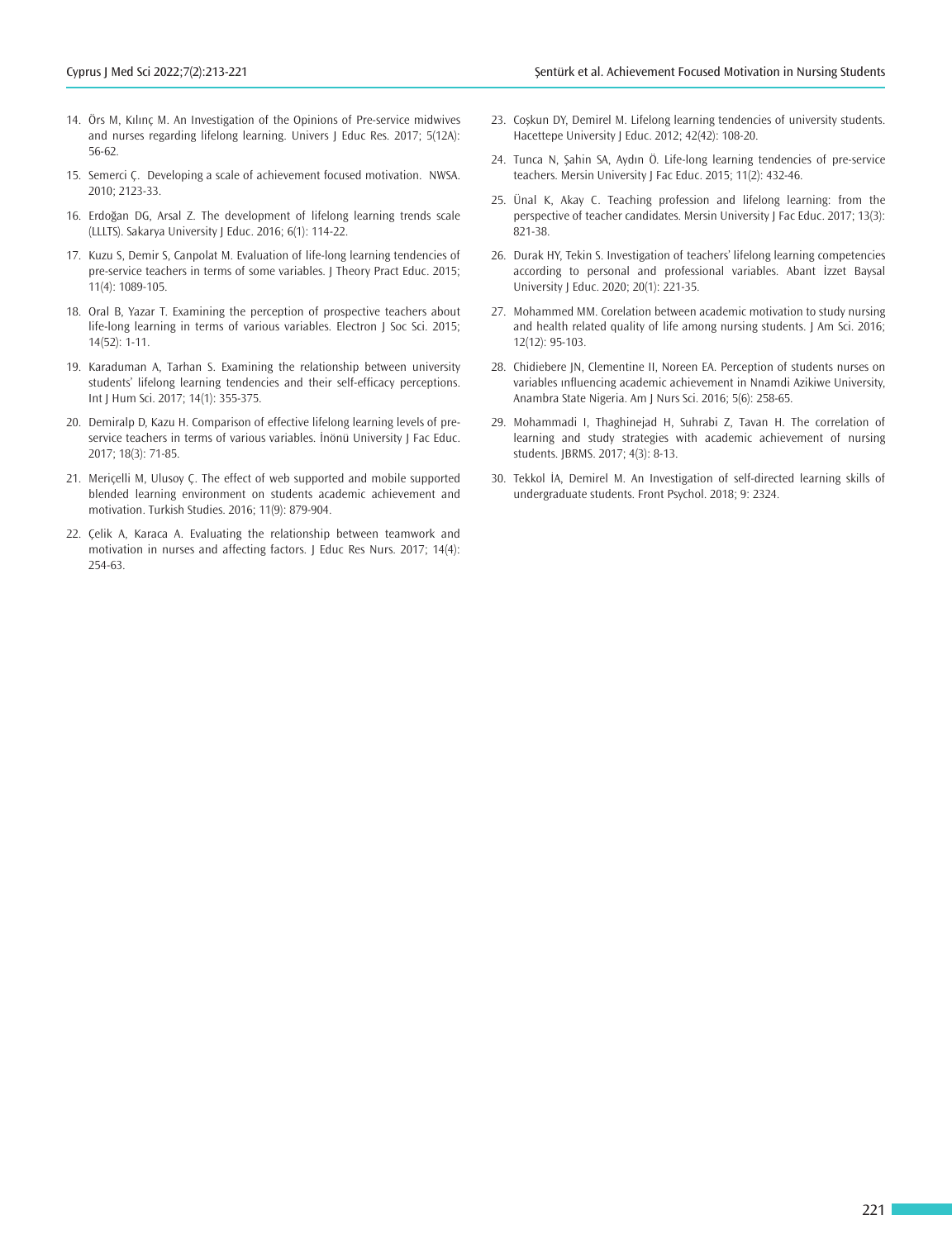14. Örs M, Kılınç M. An Investigation of the Opinions of Pre-service midwives and nurses regarding lifelong learning. Univers J Educ Res. 2017; 5(12A): 56-62.

15. Semerci Ç. Developing a scale of achievement focused motivation. NWSA. 2010; 2123-33.

16. Erdoğan DG, Arsal Z. The development of lifelong learning trends scale (LLLTS). Sakarya University J Educ. 2016; 6(1): 114-22.

17. Kuzu S, Demir S, Canpolat M. Evaluation of life-long learning tendencies of pre-service teachers in terms of some variables. J Theory Pract Educ. 2015; 11(4): 1089-105.

18. Oral B, Yazar T. Examining the perception of prospective teachers about life-long learning in terms of various variables. Electron J Soc Sci. 2015; 14(52): 1-11.

19. Karaduman A, Tarhan S. Examining the relationship between university students' lifelong learning tendencies and their self-efficacy perceptions. Int J Hum Sci. 2017; 14(1): 355-375.

20. Demiralp D, Kazu H. Comparison of effective lifelong learning levels of pre-service teachers in terms of various variables. İnönü University J Fac Educ. 2017; 18(3): 71-85.

21. Meriçelli M, Ulusoy Ç. The effect of web supported and mobile supported blended learning environment on students academic achievement and motivation. Turkish Studies. 2016; 11(9): 879-904.

22. Çelik A, Karaca A. Evaluating the relationship between teamwork and motivation in nurses and affecting factors. J Educ Res Nurs. 2017; 14(4): 254-63.

23. Coşkun DY, Demirel M. Lifelong learning tendencies of university students. Hacettepe University J Educ. 2012; 42(42): 108-20.

24. Tunca N, Şahin SA, Aydın Ö. Life-long learning tendencies of pre-service teachers. Mersin University J Fac Educ. 2015; 11(2): 432-46.

25. Ünal K, Akay C. Teaching profession and lifelong learning: from the perspective of teacher candidates. Mersin University J Fac Educ. 2017; 13(3): 821-38.

26. Durak HY, Tekin S. Investigation of teachers' lifelong learning competencies according to personal and professional variables. Abant İzzet Baysal University J Educ. 2020; 20(1): 221-35.

27. Mohammed MM. Corelation between academic motivation to study nursing and health related quality of life among nursing students. J Am Sci. 2016; 12(12): 95-103.

28. Chidiebere JN, Clementine II, Noreen EA. Perception of students nurses on variables ınfluencing academic achievement in Nnamdi Azikiwe University, Anambra State Nigeria. Am J Nurs Sci. 2016; 5(6): 258-65.

29. Mohammadi I, Thaghinejad H, Suhrabi Z, Tavan H. The correlation of learning and study strategies with academic achievement of nursing students. JBRMS. 2017; 4(3): 8-13.

30. Tekkol İA, Demirel M. An Investigation of self-directed learning skills of undergraduate students. Front Psychol. 2018; 9: 2324.